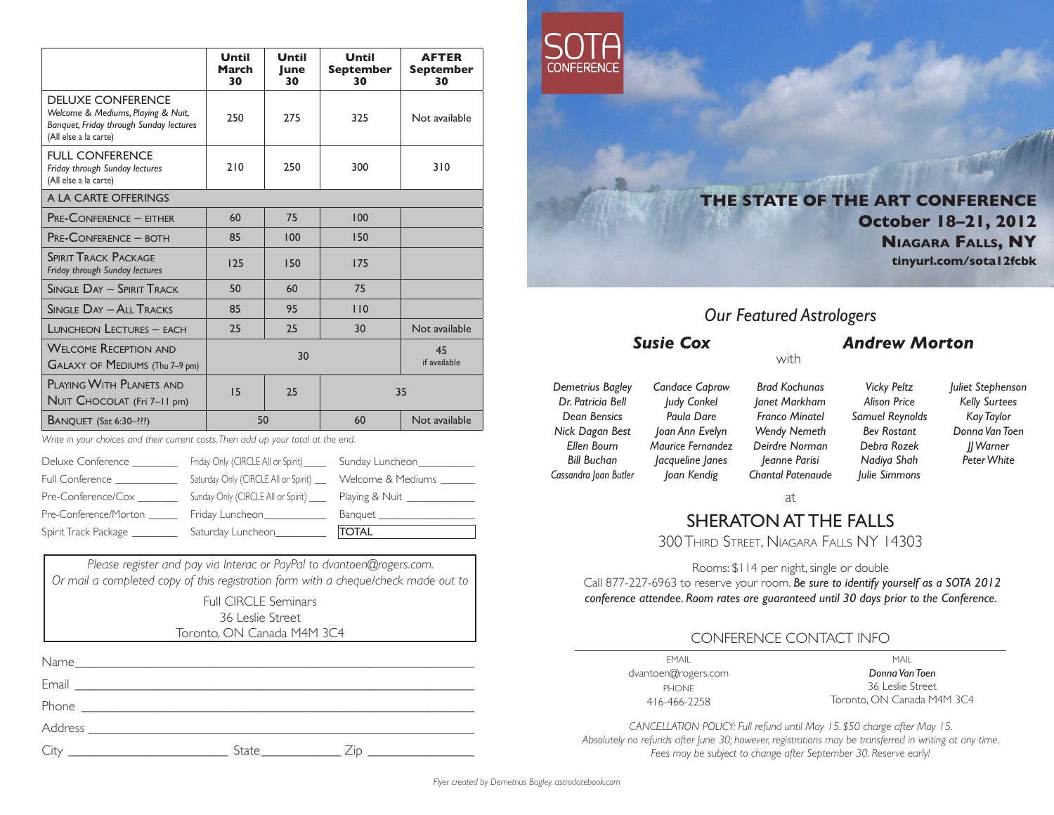| | Until March 30 | Until June 30 | Until September 30 | AFTER September 30 |
|---|---|---|---|---|
| DELUXE CONFERENCE *Welcome & Mediums, Playing & Nuit, Banquet, Friday through Sunday lectures* (All else a la carte) | 250 | 275 | 325 | Not available |
| FULL CONFERENCE *Friday through Sunday lectures* (All else a la carte) | 210 | 250 | 300 | 310 |
| A LA CARTE OFFERINGS | | | | |
| PRE-CONFERENCE – EITHER | 60 | 75 | 100 | |
| PRE-CONFERENCE – BOTH | 85 | 100 | 150 | |
| SPIRIT TRACK PACKAGE *Friday through Sunday lectures* | 125 | 150 | 175 | |
| SINGLE DAY – SPIRIT TRACK | 50 | 60 | 75 | |
| SINGLE DAY – ALL TRACKS | 85 | 95 | 110 | |
| LUNCHEON LECTURES – EACH | 25 | 25 | 30 | Not available |
| WELCOME RECEPTION AND GALAXY OF MEDIUMS (Thu 7–9 pm) | 30 | | | 45 if available |
| PLAYING WITH PLANETS AND NUIT CHOCOLAT (Fri 7–11 pm) | 15 | 25 | 35 | |
| BANQUET (Sat 6:30–???) | 50 | | 60 | Not available |

*Write in your choices and their current costs. Then add up your total at the end.*

Deluxe Conference ________ Friday Only (CIRCLE All or Spirit) _____ Sunday Luncheon __________

Full Conference ___________ Saturday Only (CIRCLE All or Spirit) ___ Welcome & Mediums ______

Pre-Conference/Cox _______ Sunday Only (CIRCLE All or Spirit) ____ Playing & Nuit ____________

Pre-Conference/Morton _____ Friday Luncheon ___________ Banquet ________________

Spirit Track Package ________ Saturday Luncheon _________ TOTAL

*Please register and pay via Interac or PayPal to dvantoen@rogers.com.*
*Or mail a completed copy of this registration form with a cheque/check made out to*

Full CIRCLE Seminars
36 Leslie Street
Toronto, ON Canada M4M 3C4

Name ______________________________________________

Email ______________________________________________

Phone ______________________________________________

Address ____________________________________________

City ________________________ State ____________ Zip ________________

SOTA CONFERENCE

# THE STATE OF THE ART CONFERENCE

**October 18–21, 2012**

**NIAGARA FALLS, NY**

**tinyurl.com/sota12fcbk**

## *Our Featured Astrologers*

***Susie Cox*** ***Andrew Morton***

with

*Demetrius Bagley, Dr. Patricia Bell, Dean Bensics, Nick Dagan Best, Ellen Bourn, Bill Buchan, Cassandra Joan Butler, Candace Caprow, Judy Conkel, Paula Dare, Joan Ann Evelyn, Maurice Fernandez, Jacqueline Janes, Joan Kendig, Brad Kochunas, Janet Markham, Franco Minatel, Wendy Nemeth, Deirdre Norman, Jeanne Parisi, Chantal Patenaude, Vicky Peltz, Alison Price, Samuel Reynolds, Bev Rostant, Debra Rozek, Nadiya Shah, Julie Simmons, Juliet Stephenson, Kelly Surtees, Kay Taylor, Donna Van Toen, JJ Warner, Peter White*

at

## SHERATON AT THE FALLS

300 THIRD STREET, NIAGARA FALLS NY 14303

Rooms: $114 per night, single or double

Call 877-227-6963 to reserve your room. ***Be sure to identify yourself as a SOTA 2012 conference attendee. Room rates are guaranteed until 30 days prior to the Conference.***

## CONFERENCE CONTACT INFO

EMAIL
dvantoen@rogers.com

PHONE
416-466-2258

MAIL
*Donna Van Toen*
36 Leslie Street
Toronto, ON Canada M4M 3C4

*CANCELLATION POLICY: Full refund until May 15. $50 charge after May 15. Absolutely no refunds after June 30; however, registrations may be transferred in writing at any time. Fees may be subject to change after September 30. Reserve early!*

*Flyer created by Demetrius Bagley, astrodatebook.com*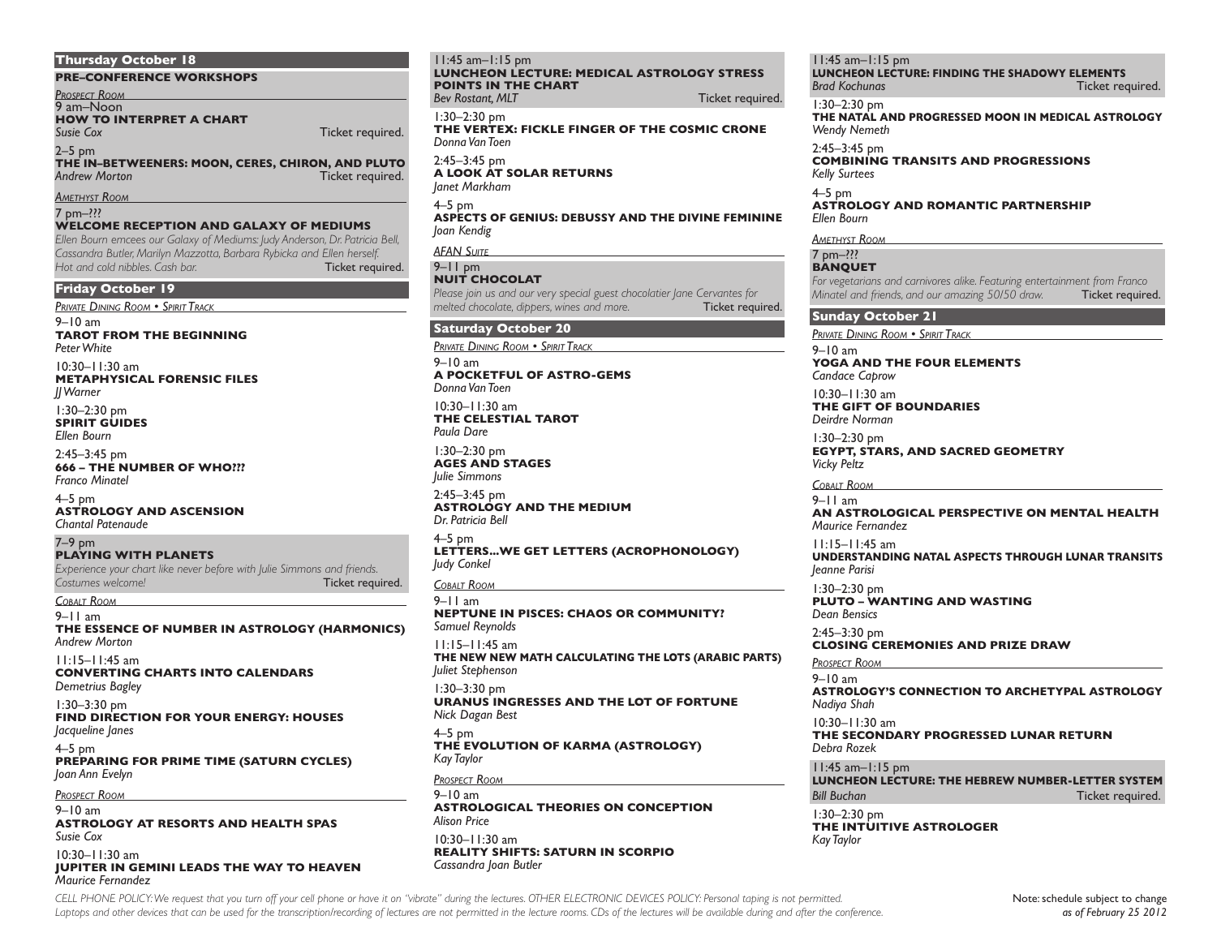## Thursday October 18

### PRE-CONFERENCE WORKSHOPS

*Prospect Room*

9 am–Noon
**HOW TO INTERPRET A CHART**
*Susie Cox* — Ticket required.

2–5 pm
**THE IN-BETWEENERS: MOON, CERES, CHIRON, AND PLUTO**
*Andrew Morton* — Ticket required.

*Amethyst Room*

7 pm–???
**WELCOME RECEPTION AND GALAXY OF MEDIUMS**
*Ellen Bourn emcees our Galaxy of Mediums: Judy Anderson, Dr. Patricia Bell, Cassandra Butler, Marilyn Mazzotta, Barbara Rybicka and Ellen herself. Hot and cold nibbles. Cash bar.* — Ticket required.

## Friday October 19

*Private Dining Room • Spirit Track*

9–10 am
**TAROT FROM THE BEGINNING**
*Peter White*

10:30–11:30 am
**METAPHYSICAL FORENSIC FILES**
*JJ Warner*

1:30–2:30 pm
**SPIRIT GUIDES**
*Ellen Bourn*

2:45–3:45 pm
**666 – THE NUMBER OF WHO???**
*Franco Minatel*

4–5 pm
**ASTROLOGY AND ASCENSION**
*Chantal Patenaude*

7–9 pm
**PLAYING WITH PLANETS**
*Experience your chart like never before with Julie Simmons and friends. Costumes welcome!* — Ticket required.

*Cobalt Room*

9–11 am
**THE ESSENCE OF NUMBER IN ASTROLOGY (HARMONICS)**
*Andrew Morton*

11:15–11:45 am
**CONVERTING CHARTS INTO CALENDARS**
*Demetrius Bagley*

1:30–3:30 pm
**FIND DIRECTION FOR YOUR ENERGY: HOUSES**
*Jacqueline Janes*

4–5 pm
**PREPARING FOR PRIME TIME (SATURN CYCLES)**
*Joan Ann Evelyn*

*Prospect Room*

9–10 am
**ASTROLOGY AT RESORTS AND HEALTH SPAS**
*Susie Cox*

10:30–11:30 am
**JUPITER IN GEMINI LEADS THE WAY TO HEAVEN**
*Maurice Fernandez*

11:45 am–1:15 pm
**LUNCHEON LECTURE: MEDICAL ASTROLOGY STRESS POINTS IN THE CHART**
*Bev Rostant, MLT* — Ticket required.

1:30–2:30 pm
**THE VERTEX: FICKLE FINGER OF THE COSMIC CRONE**
*Donna Van Toen*

2:45–3:45 pm
**A LOOK AT SOLAR RETURNS**
*Janet Markham*

4–5 pm
**ASPECTS OF GENIUS: DEBUSSY AND THE DIVINE FEMININE**
*Joan Kendig*

*AFAN Suite*

9–11 pm
**NUIT CHOCOLAT**
*Please join us and our very special guest chocolatier Jane Cervantes for melted chocolate, dippers, wines and more.* — Ticket required.

## Saturday October 20

*Private Dining Room • Spirit Track*

9–10 am
**A POCKETFUL OF ASTRO-GEMS**
*Donna Van Toen*

10:30–11:30 am
**THE CELESTIAL TAROT**
*Paula Dare*

1:30–2:30 pm
**AGES AND STAGES**
*Julie Simmons*

2:45–3:45 pm
**ASTROLOGY AND THE MEDIUM**
*Dr. Patricia Bell*

4–5 pm
**LETTERS...WE GET LETTERS (ACROPHONOLOGY)**
*Judy Conkel*

*Cobalt Room*

9–11 am
**NEPTUNE IN PISCES: CHAOS OR COMMUNITY?**
*Samuel Reynolds*

11:15–11:45 am
**THE NEW NEW MATH CALCULATING THE LOTS (ARABIC PARTS)**
*Juliet Stephenson*

1:30–3:30 pm
**URANUS INGRESSES AND THE LOT OF FORTUNE**
*Nick Dagan Best*

4–5 pm
**THE EVOLUTION OF KARMA (ASTROLOGY)**
*Kay Taylor*

*Prospect Room*

9–10 am
**ASTROLOGICAL THEORIES ON CONCEPTION**
*Alison Price*

10:30–11:30 am
**REALITY SHIFTS: SATURN IN SCORPIO**
*Cassandra Joan Butler*

11:45 am–1:15 pm
**LUNCHEON LECTURE: FINDING THE SHADOWY ELEMENTS**
*Brad Kochunas* — Ticket required.

1:30–2:30 pm
**THE NATAL AND PROGRESSED MOON IN MEDICAL ASTROLOGY**
*Wendy Nemeth*

2:45–3:45 pm
**COMBINING TRANSITS AND PROGRESSIONS**
*Kelly Surtees*

4–5 pm
**ASTROLOGY AND ROMANTIC PARTNERSHIP**
*Ellen Bourn*

*Amethyst Room*

7 pm–???
**BANQUET**
*For vegetarians and carnivores alike. Featuring entertainment from Franco Minatel and friends, and our amazing 50/50 draw.* — Ticket required.

## Sunday October 21

*Private Dining Room • Spirit Track*

9–10 am
**YOGA AND THE FOUR ELEMENTS**
*Candace Caprow*

10:30–11:30 am
**THE GIFT OF BOUNDARIES**
*Deirdre Norman*

1:30–2:30 pm
**EGYPT, STARS, AND SACRED GEOMETRY**
*Vicky Peltz*

*Cobalt Room*

9–11 am
**AN ASTROLOGICAL PERSPECTIVE ON MENTAL HEALTH**
*Maurice Fernandez*

11:15–11:45 am
**UNDERSTANDING NATAL ASPECTS THROUGH LUNAR TRANSITS**
*Jeanne Parisi*

1:30–2:30 pm
**PLUTO – WANTING AND WASTING**
*Dean Bensics*

2:45–3:30 pm
**CLOSING CEREMONIES AND PRIZE DRAW**

*Prospect Room*

9–10 am
**ASTROLOGY'S CONNECTION TO ARCHETYPAL ASTROLOGY**
*Nadiya Shah*

10:30–11:30 am
**THE SECONDARY PROGRESSED LUNAR RETURN**
*Debra Rozek*

11:45 am–1:15 pm
**LUNCHEON LECTURE: THE HEBREW NUMBER-LETTER SYSTEM**
*Bill Buchan* — Ticket required.

1:30–2:30 pm
**THE INTUITIVE ASTROLOGER**
*Kay Taylor*

*CELL PHONE POLICY: We request that you turn off your cell phone or have it on "vibrate" during the lectures. OTHER ELECTRONIC DEVICES POLICY: Personal taping is not permitted. Laptops and other devices that can be used for the transcription/recording of lectures are not permitted in the lecture rooms. CDs of the lectures will be available during and after the conference.*

Note: schedule subject to change *as of February 25 2012*